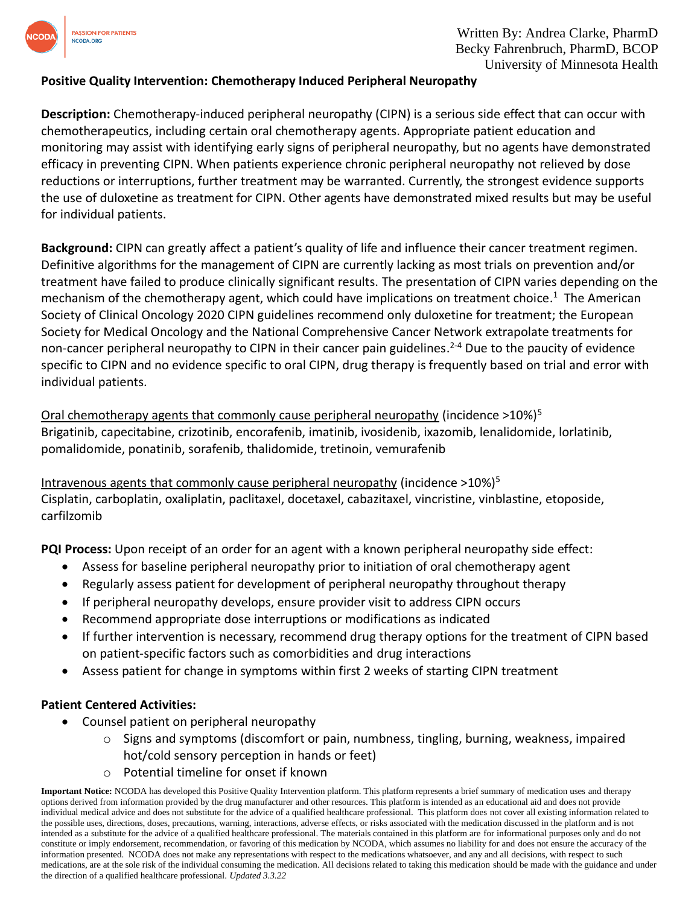Written By: Andrea Clarke, PharmD
Becky Fahrenbruch, PharmD, BCOP
University of Minnesota Health

# Positive Quality Intervention: Chemotherapy Induced Peripheral Neuropathy

**Description:** Chemotherapy-induced peripheral neuropathy (CIPN) is a serious side effect that can occur with chemotherapeutics, including certain oral chemotherapy agents. Appropriate patient education and monitoring may assist with identifying early signs of peripheral neuropathy, but no agents have demonstrated efficacy in preventing CIPN. When patients experience chronic peripheral neuropathy not relieved by dose reductions or interruptions, further treatment may be warranted. Currently, the strongest evidence supports the use of duloxetine as treatment for CIPN. Other agents have demonstrated mixed results but may be useful for individual patients.

**Background:** CIPN can greatly affect a patient's quality of life and influence their cancer treatment regimen. Definitive algorithms for the management of CIPN are currently lacking as most trials on prevention and/or treatment have failed to produce clinically significant results. The presentation of CIPN varies depending on the mechanism of the chemotherapy agent, which could have implications on treatment choice.[1] The American Society of Clinical Oncology 2020 CIPN guidelines recommend only duloxetine for treatment; the European Society for Medical Oncology and the National Comprehensive Cancer Network extrapolate treatments for non-cancer peripheral neuropathy to CIPN in their cancer pain guidelines.[2-4] Due to the paucity of evidence specific to CIPN and no evidence specific to oral CIPN, drug therapy is frequently based on trial and error with individual patients.

Oral chemotherapy agents that commonly cause peripheral neuropathy (incidence >10%)[5]
Brigatinib, capecitabine, crizotinib, encorafenib, imatinib, ivosidenib, ixazomib, lenalidomide, lorlatinib, pomalidomide, ponatinib, sorafenib, thalidomide, tretinoin, vemurafenib

Intravenous agents that commonly cause peripheral neuropathy (incidence >10%)[5]
Cisplatin, carboplatin, oxaliplatin, paclitaxel, docetaxel, cabazitaxel, vincristine, vinblastine, etoposide, carfilzomib

**PQI Process:** Upon receipt of an order for an agent with a known peripheral neuropathy side effect:

- Assess for baseline peripheral neuropathy prior to initiation of oral chemotherapy agent
- Regularly assess patient for development of peripheral neuropathy throughout therapy
- If peripheral neuropathy develops, ensure provider visit to address CIPN occurs
- Recommend appropriate dose interruptions or modifications as indicated
- If further intervention is necessary, recommend drug therapy options for the treatment of CIPN based on patient-specific factors such as comorbidities and drug interactions
- Assess patient for change in symptoms within first 2 weeks of starting CIPN treatment

**Patient Centered Activities:**

- Counsel patient on peripheral neuropathy
  - Signs and symptoms (discomfort or pain, numbness, tingling, burning, weakness, impaired hot/cold sensory perception in hands or feet)
  - Potential timeline for onset if known

**Important Notice:** NCODA has developed this Positive Quality Intervention platform. This platform represents a brief summary of medication uses and therapy options derived from information provided by the drug manufacturer and other resources. This platform is intended as an educational aid and does not provide individual medical advice and does not substitute for the advice of a qualified healthcare professional. This platform does not cover all existing information related to the possible uses, directions, doses, precautions, warning, interactions, adverse effects, or risks associated with the medication discussed in the platform and is not intended as a substitute for the advice of a qualified healthcare professional. The materials contained in this platform are for informational purposes only and do not constitute or imply endorsement, recommendation, or favoring of this medication by NCODA, which assumes no liability for and does not ensure the accuracy of the information presented. NCODA does not make any representations with respect to the medications whatsoever, and any and all decisions, with respect to such medications, are at the sole risk of the individual consuming the medication. All decisions related to taking this medication should be made with the guidance and under the direction of a qualified healthcare professional. *Updated 3.3.22*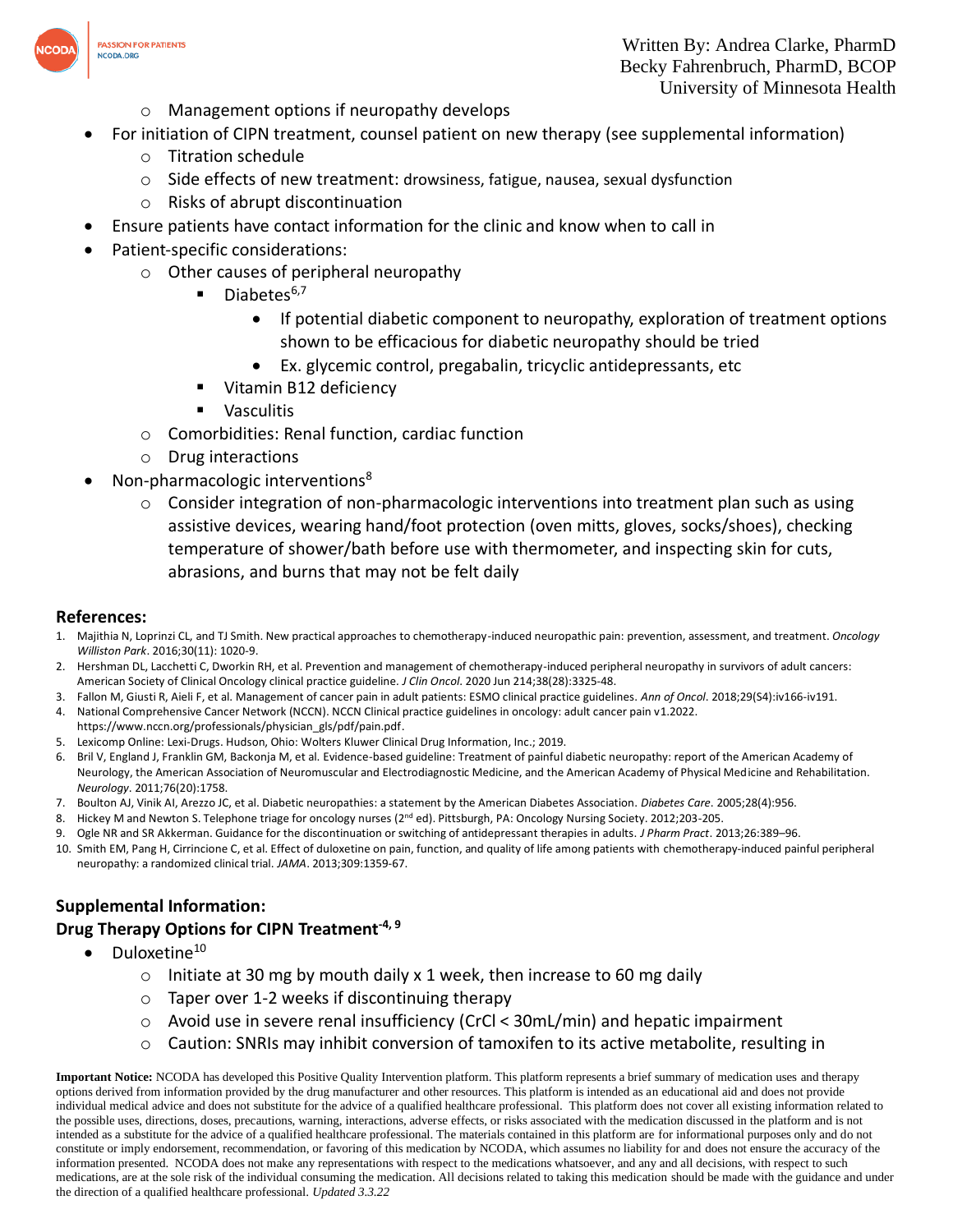- Management options if neuropathy develops

- For initiation of CIPN treatment, counsel patient on new therapy (see supplemental information)
  - Titration schedule
  - Side effects of new treatment: drowsiness, fatigue, nausea, sexual dysfunction
  - Risks of abrupt discontinuation
- Ensure patients have contact information for the clinic and know when to call in
- Patient-specific considerations:
  - Other causes of peripheral neuropathy
    - Diabetes[6,7]
      - If potential diabetic component to neuropathy, exploration of treatment options shown to be efficacious for diabetic neuropathy should be tried
      - Ex. glycemic control, pregabalin, tricyclic antidepressants, etc
    - Vitamin B12 deficiency
    - Vasculitis
  - Comorbidities: Renal function, cardiac function
  - Drug interactions
- Non-pharmacologic interventions[8]
  - Consider integration of non-pharmacologic interventions into treatment plan such as using assistive devices, wearing hand/foot protection (oven mitts, gloves, socks/shoes), checking temperature of shower/bath before use with thermometer, and inspecting skin for cuts, abrasions, and burns that may not be felt daily

## References:

1. Majithia N, Loprinzi CL, and TJ Smith. New practical approaches to chemotherapy-induced neuropathic pain: prevention, assessment, and treatment. *Oncology Williston Park*. 2016;30(11): 1020-9.
2. Hershman DL, Lacchetti C, Dworkin RH, et al. Prevention and management of chemotherapy-induced peripheral neuropathy in survivors of adult cancers: American Society of Clinical Oncology clinical practice guideline. *J Clin Oncol*. 2020 Jun 214;38(28):3325-48.
3. Fallon M, Giusti R, Aieli F, et al. Management of cancer pain in adult patients: ESMO clinical practice guidelines. *Ann of Oncol*. 2018;29(S4):iv166-iv191.
4. National Comprehensive Cancer Network (NCCN). NCCN Clinical practice guidelines in oncology: adult cancer pain v1.2022. https://www.nccn.org/professionals/physician_gls/pdf/pain.pdf.
5. Lexicomp Online: Lexi-Drugs. Hudson, Ohio: Wolters Kluwer Clinical Drug Information, Inc.; 2019.
6. Bril V, England J, Franklin GM, Backonja M, et al. Evidence-based guideline: Treatment of painful diabetic neuropathy: report of the American Academy of Neurology, the American Association of Neuromuscular and Electrodiagnostic Medicine, and the American Academy of Physical Medicine and Rehabilitation. *Neurology*. 2011;76(20):1758.
7. Boulton AJ, Vinik AI, Arezzo JC, et al. Diabetic neuropathies: a statement by the American Diabetes Association. *Diabetes Care*. 2005;28(4):956.
8. Hickey M and Newton S. Telephone triage for oncology nurses (2nd ed). Pittsburgh, PA: Oncology Nursing Society. 2012;203-205.
9. Ogle NR and SR Akkerman. Guidance for the discontinuation or switching of antidepressant therapies in adults. *J Pharm Pract*. 2013;26:389–96.
10. Smith EM, Pang H, Cirrincione C, et al. Effect of duloxetine on pain, function, and quality of life among patients with chemotherapy-induced painful peripheral neuropathy: a randomized clinical trial. *JAMA*. 2013;309:1359-67.

## Supplemental Information:

### Drug Therapy Options for CIPN Treatment[4, 9]

- Duloxetine[10]
  - Initiate at 30 mg by mouth daily x 1 week, then increase to 60 mg daily
  - Taper over 1-2 weeks if discontinuing therapy
  - Avoid use in severe renal insufficiency (CrCl < 30mL/min) and hepatic impairment
  - Caution: SNRIs may inhibit conversion of tamoxifen to its active metabolite, resulting in

**Important Notice:** NCODA has developed this Positive Quality Intervention platform. This platform represents a brief summary of medication uses and therapy options derived from information provided by the drug manufacturer and other resources. This platform is intended as an educational aid and does not provide individual medical advice and does not substitute for the advice of a qualified healthcare professional. This platform does not cover all existing information related to the possible uses, directions, doses, precautions, warning, interactions, adverse effects, or risks associated with the medication discussed in the platform and is not intended as a substitute for the advice of a qualified healthcare professional. The materials contained in this platform are for informational purposes only and do not constitute or imply endorsement, recommendation, or favoring of this medication by NCODA, which assumes no liability for and does not ensure the accuracy of the information presented. NCODA does not make any representations with respect to the medications whatsoever, and any and all decisions, with respect to such medications, are at the sole risk of the individual consuming the medication. All decisions related to taking this medication should be made with the guidance and under the direction of a qualified healthcare professional. *Updated 3.3.22*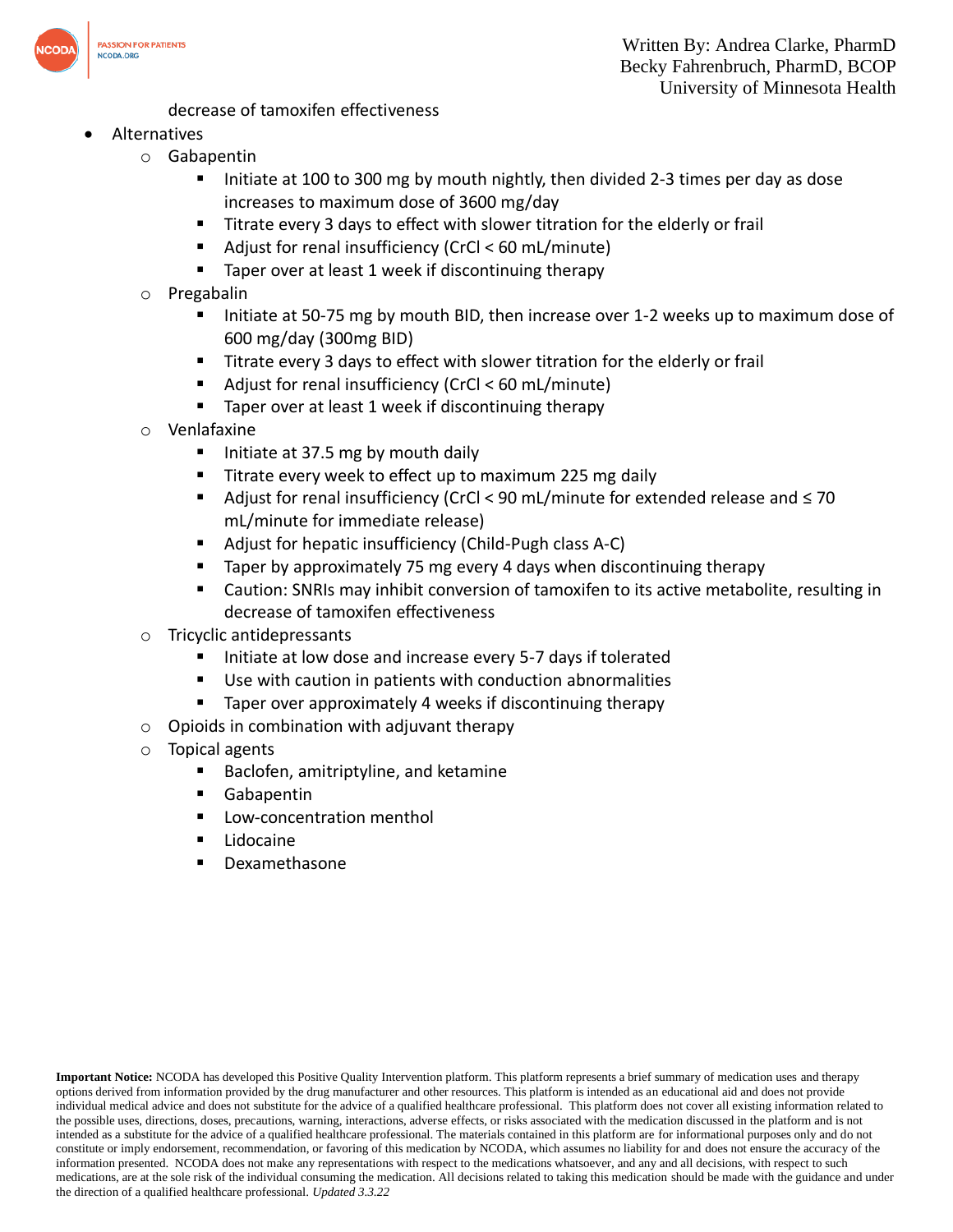decrease of tamoxifen effectiveness

- Alternatives
  - Gabapentin
    - Initiate at 100 to 300 mg by mouth nightly, then divided 2-3 times per day as dose increases to maximum dose of 3600 mg/day
    - Titrate every 3 days to effect with slower titration for the elderly or frail
    - Adjust for renal insufficiency (CrCl < 60 mL/minute)
    - Taper over at least 1 week if discontinuing therapy
  - Pregabalin
    - Initiate at 50-75 mg by mouth BID, then increase over 1-2 weeks up to maximum dose of 600 mg/day (300mg BID)
    - Titrate every 3 days to effect with slower titration for the elderly or frail
    - Adjust for renal insufficiency (CrCl < 60 mL/minute)
    - Taper over at least 1 week if discontinuing therapy
  - Venlafaxine
    - Initiate at 37.5 mg by mouth daily
    - Titrate every week to effect up to maximum 225 mg daily
    - Adjust for renal insufficiency (CrCl < 90 mL/minute for extended release and ≤ 70 mL/minute for immediate release)
    - Adjust for hepatic insufficiency (Child-Pugh class A-C)
    - Taper by approximately 75 mg every 4 days when discontinuing therapy
    - Caution: SNRIs may inhibit conversion of tamoxifen to its active metabolite, resulting in decrease of tamoxifen effectiveness
  - Tricyclic antidepressants
    - Initiate at low dose and increase every 5-7 days if tolerated
    - Use with caution in patients with conduction abnormalities
    - Taper over approximately 4 weeks if discontinuing therapy
  - Opioids in combination with adjuvant therapy
  - Topical agents
    - Baclofen, amitriptyline, and ketamine
    - Gabapentin
    - Low-concentration menthol
    - Lidocaine
    - Dexamethasone

**Important Notice:** NCODA has developed this Positive Quality Intervention platform. This platform represents a brief summary of medication uses and therapy options derived from information provided by the drug manufacturer and other resources. This platform is intended as an educational aid and does not provide individual medical advice and does not substitute for the advice of a qualified healthcare professional. This platform does not cover all existing information related to the possible uses, directions, doses, precautions, warning, interactions, adverse effects, or risks associated with the medication discussed in the platform and is not intended as a substitute for the advice of a qualified healthcare professional. The materials contained in this platform are for informational purposes only and do not constitute or imply endorsement, recommendation, or favoring of this medication by NCODA, which assumes no liability for and does not ensure the accuracy of the information presented. NCODA does not make any representations with respect to the medications whatsoever, and any and all decisions, with respect to such medications, are at the sole risk of the individual consuming the medication. All decisions related to taking this medication should be made with the guidance and under the direction of a qualified healthcare professional. *Updated 3.3.22*